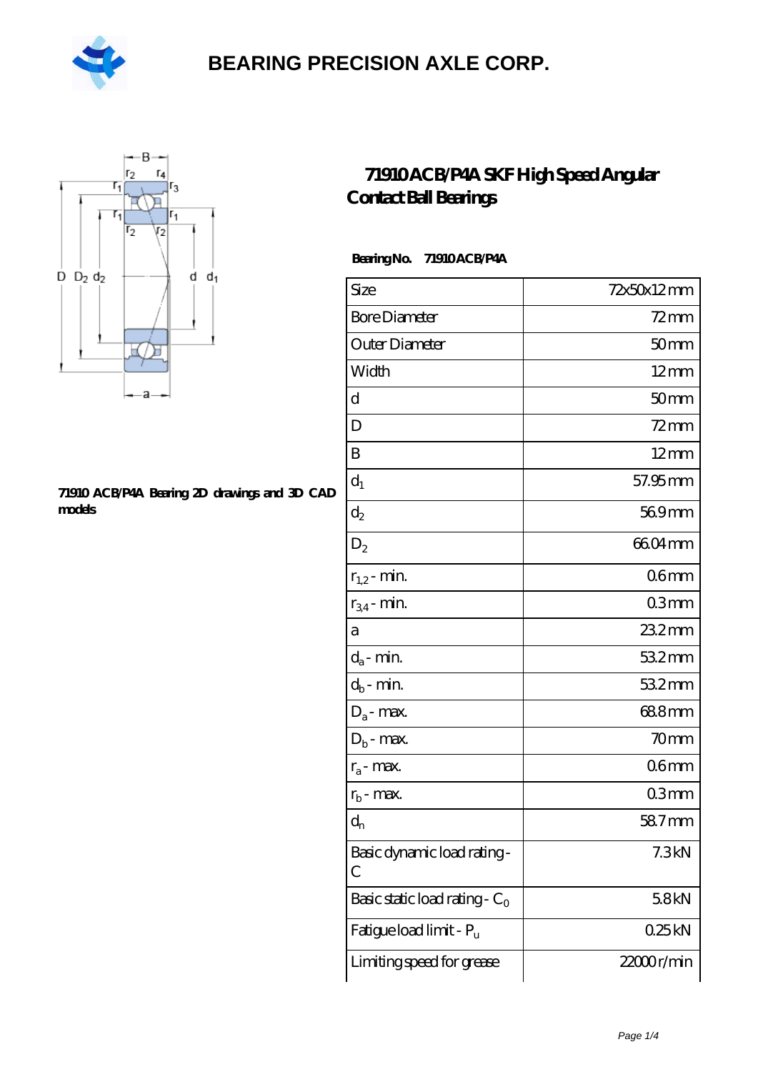**BEARING PRECISION AXLE CORP.**

# 71910 ACB/P4A SKF High Speed Angular Contact Ball Bearings

71910 ACB/P4A Bearing 2D drawings and 3D CAD models

**Bearing No.** 71910 ACB/P4A

| Size | 72x50x12 mm |
| --- | --- |
| Bore Diameter | 72 mm |
| Outer Diameter | 50 mm |
| Width | 12 mm |
| d | 50 mm |
| D | 72 mm |
| B | 12 mm |
| $d_1$ | 57.95 mm |
| $d_2$ | 56.9 mm |
| $D_2$ | 66.04 mm |
| $r_{1,2}$ - min. | 0.6 mm |
| $r_{3,4}$ - min. | 0.3 mm |
| a | 23.2 mm |
| $d_a$ - min. | 53.2 mm |
| $d_b$ - min. | 53.2 mm |
| $D_a$ - max. | 68.8 mm |
| $D_b$ - max. | 70 mm |
| $r_a$ - max. | 0.6 mm |
| $r_b$ - max. | 0.3 mm |
| $d_n$ | 58.7 mm |
| Basic dynamic load rating - C | 7.3 kN |
| Basic static load rating - $C_0$ | 5.8 kN |
| Fatigue load limit - $P_u$ | 0.25 kN |
| Limiting speed for grease | 22000 r/min |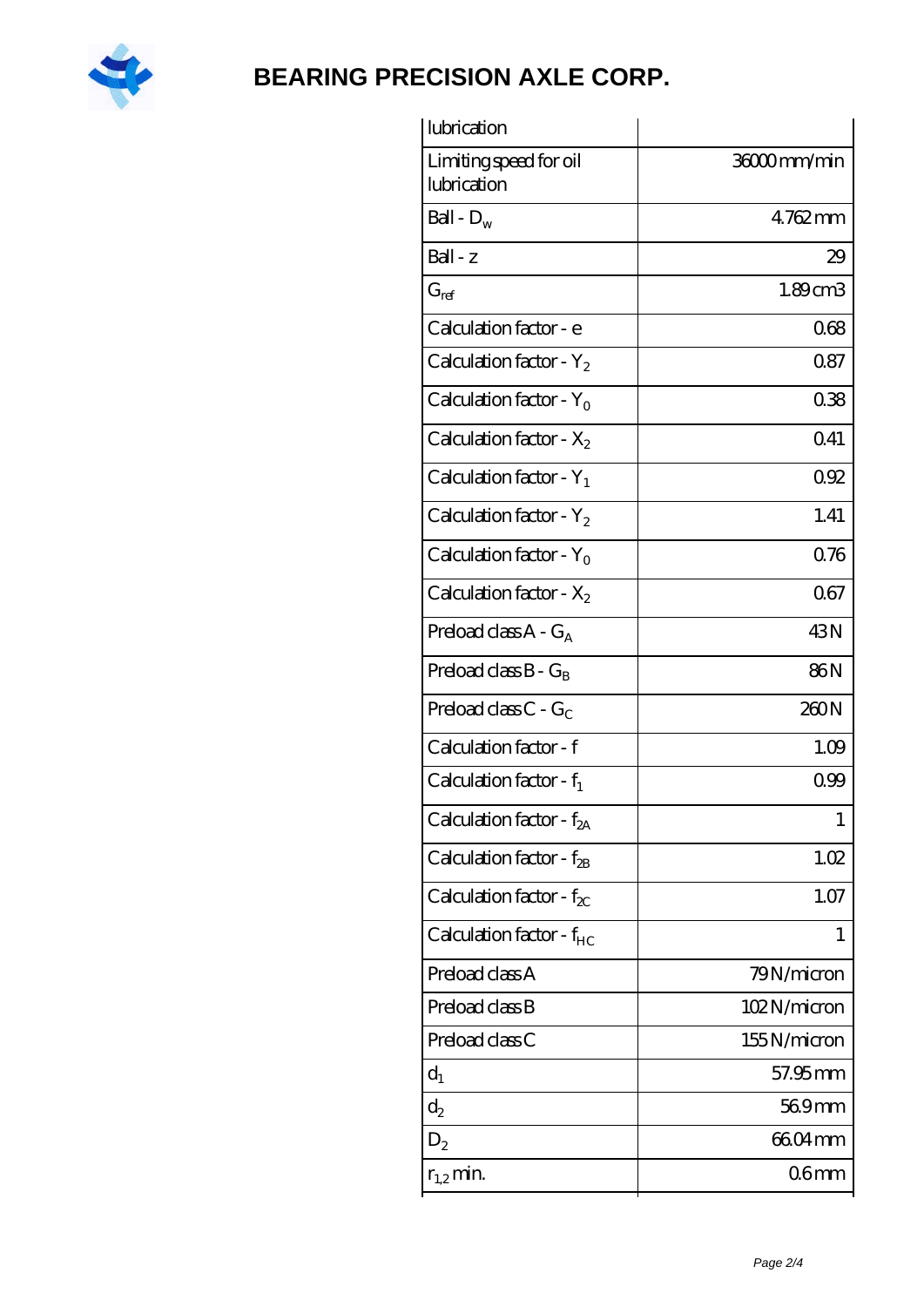| | |
|---|---|
| lubrication | |
| Limiting speed for oil lubrication | 36000 mm/min |
| Ball - $D_w$ | 4.762 mm |
| Ball - z | 29 |
| $G_{ref}$ | 1.89 cm3 |
| Calculation factor - e | 0.68 |
| Calculation factor - $Y_2$ | 0.87 |
| Calculation factor - $Y_0$ | 0.38 |
| Calculation factor - $X_2$ | 0.41 |
| Calculation factor - $Y_1$ | 0.92 |
| Calculation factor - $Y_2$ | 1.41 |
| Calculation factor - $Y_0$ | 0.76 |
| Calculation factor - $X_2$ | 0.67 |
| Preload class A - $G_A$ | 43 N |
| Preload class B - $G_B$ | 86 N |
| Preload class C - $G_C$ | 260 N |
| Calculation factor - f | 1.09 |
| Calculation factor - $f_1$ | 0.99 |
| Calculation factor - $f_{2A}$ | 1 |
| Calculation factor - $f_{2B}$ | 1.02 |
| Calculation factor - $f_{2C}$ | 1.07 |
| Calculation factor - $f_{HC}$ | 1 |
| Preload class A | 79 N/micron |
| Preload class B | 102 N/micron |
| Preload class C | 155 N/micron |
| $d_1$ | 57.95 mm |
| $d_2$ | 56.9 mm |
| $D_2$ | 66.04 mm |
| $r_{1,2}$ min. | 0.6 mm |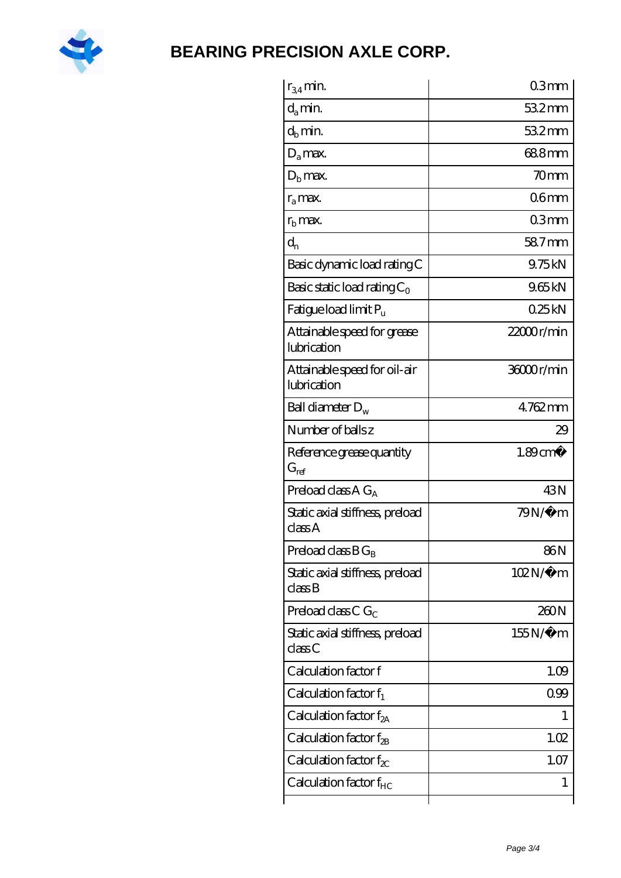| $r_{3,4}$ min. | 0.3 mm |
|---|---|
| $d_a$ min. | 53.2 mm |
| $d_b$ min. | 53.2 mm |
| $D_a$ max. | 68.8 mm |
| $D_b$ max. | 70 mm |
| $r_a$ max. | 0.6 mm |
| $r_b$ max. | 0.3 mm |
| $d_n$ | 58.7 mm |
| Basic dynamic load rating C | 9.75 kN |
| Basic static load rating $C_0$ | 9.65 kN |
| Fatigue load limit $P_u$ | 0.25 kN |
| Attainable speed for grease lubrication | 22000 r/min |
| Attainable speed for oil-air lubrication | 36000 r/min |
| Ball diameter $D_w$ | 4.762 mm |
| Number of balls z | 29 |
| Reference grease quantity $G_{ref}$ | 1.89 cm� |
| Preload class A $G_A$ | 43 N |
| Static axial stiffness, preload class A | 79 N/�m |
| Preload class B $G_B$ | 86 N |
| Static axial stiffness, preload class B | 102 N/�m |
| Preload class C $G_C$ | 260 N |
| Static axial stiffness, preload class C | 155 N/�m |
| Calculation factor f | 1.09 |
| Calculation factor $f_1$ | 0.99 |
| Calculation factor $f_{2A}$ | 1 |
| Calculation factor $f_{2B}$ | 1.02 |
| Calculation factor $f_{2C}$ | 1.07 |
| Calculation factor $f_{HC}$ | 1 |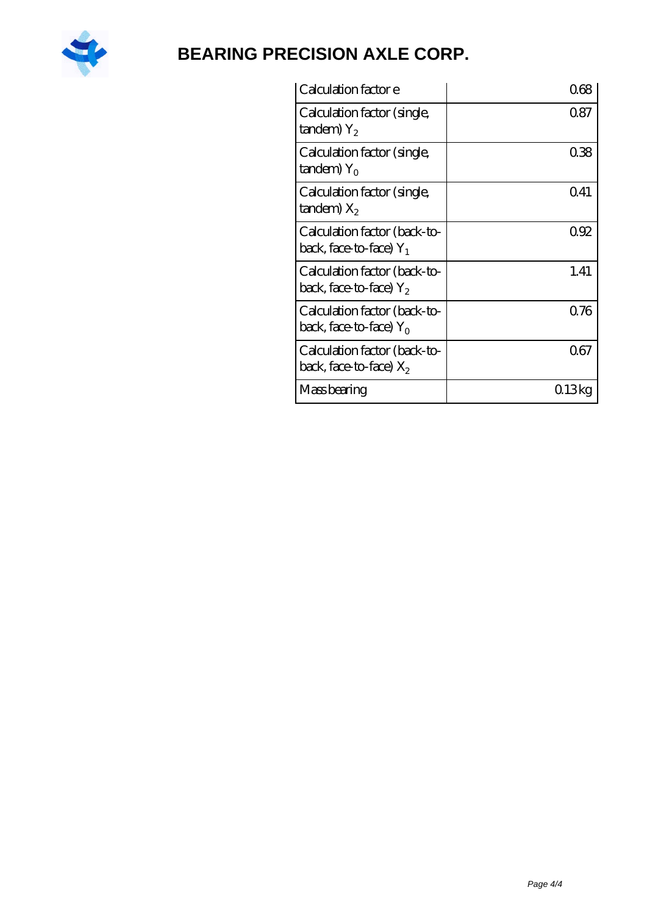| | |
|---|---|
| Calculation factor e | 0.68 |
| Calculation factor (single, tandem) $Y_2$ | 0.87 |
| Calculation factor (single, tandem) $Y_0$ | 0.38 |
| Calculation factor (single, tandem) $X_2$ | 0.41 |
| Calculation factor (back-to-back, face-to-face) $Y_1$ | 0.92 |
| Calculation factor (back-to-back, face-to-face) $Y_2$ | 1.41 |
| Calculation factor (back-to-back, face-to-face) $Y_0$ | 0.76 |
| Calculation factor (back-to-back, face-to-face) $X_2$ | 0.67 |
| Mass bearing | 0.13 kg |